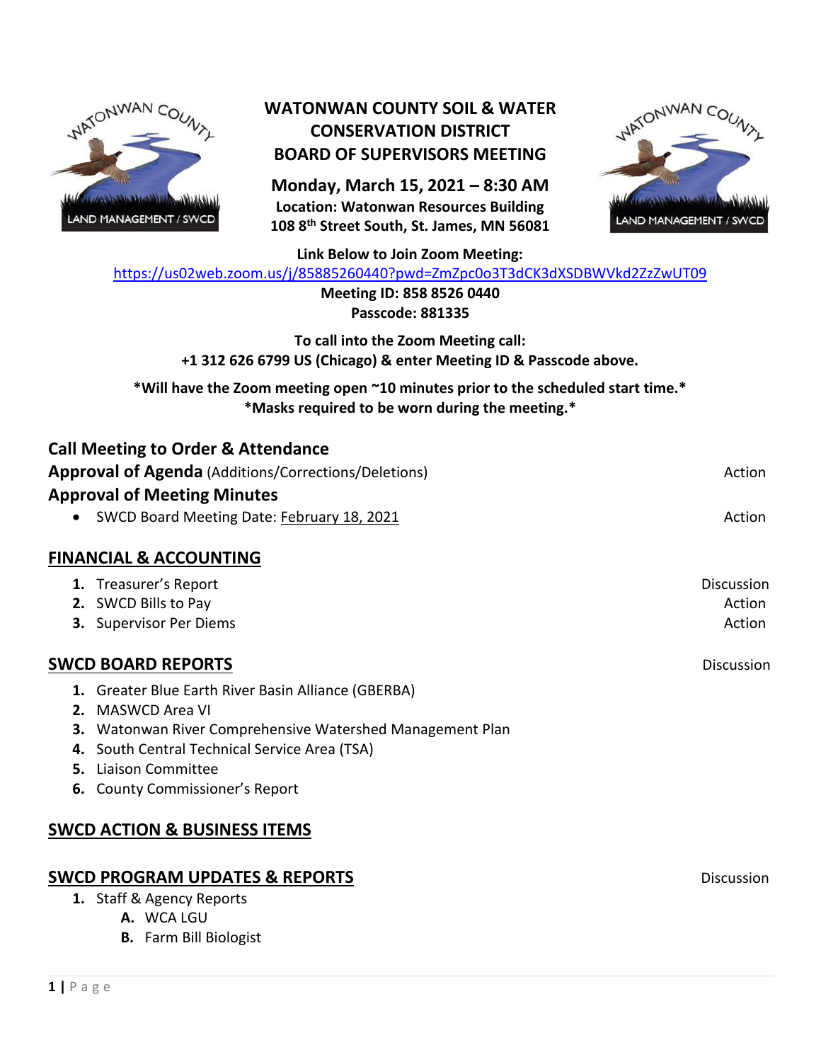# WATONWAN COUNTY SOIL & WATER CONSERVATION DISTRICT BOARD OF SUPERVISORS MEETING

**Monday, March 15, 2021 – 8:30 AM**
**Location: Watonwan Resources Building**
**108 8th Street South, St. James, MN 56081**

**Link Below to Join Zoom Meeting:**
https://us02web.zoom.us/j/85885260440?pwd=ZmZpc0o3T3dCK3dXSDBWVkd2ZzZwUT09
**Meeting ID: 858 8526 0440**
**Passcode: 881335**

**To call into the Zoom Meeting call:**
**+1 312 626 6799 US (Chicago) & enter Meeting ID & Passcode above.**

***Will have the Zoom meeting open ~10 minutes prior to the scheduled start time.***
***Masks required to be worn during the meeting.***

**Call Meeting to Order & Attendance**

**Approval of Agenda** (Additions/Corrections/Deletions) — Action

**Approval of Meeting Minutes**

- SWCD Board Meeting Date: February 18, 2021 — Action

## FINANCIAL & ACCOUNTING

1. Treasurer's Report — Discussion
2. SWCD Bills to Pay — Action
3. Supervisor Per Diems — Action

## SWCD BOARD REPORTS — Discussion

1. Greater Blue Earth River Basin Alliance (GBERBA)
2. MASWCD Area VI
3. Watonwan River Comprehensive Watershed Management Plan
4. South Central Technical Service Area (TSA)
5. Liaison Committee
6. County Commissioner's Report

## SWCD ACTION & BUSINESS ITEMS

## SWCD PROGRAM UPDATES & REPORTS — Discussion

1. Staff & Agency Reports
   - A. WCA LGU
   - B. Farm Bill Biologist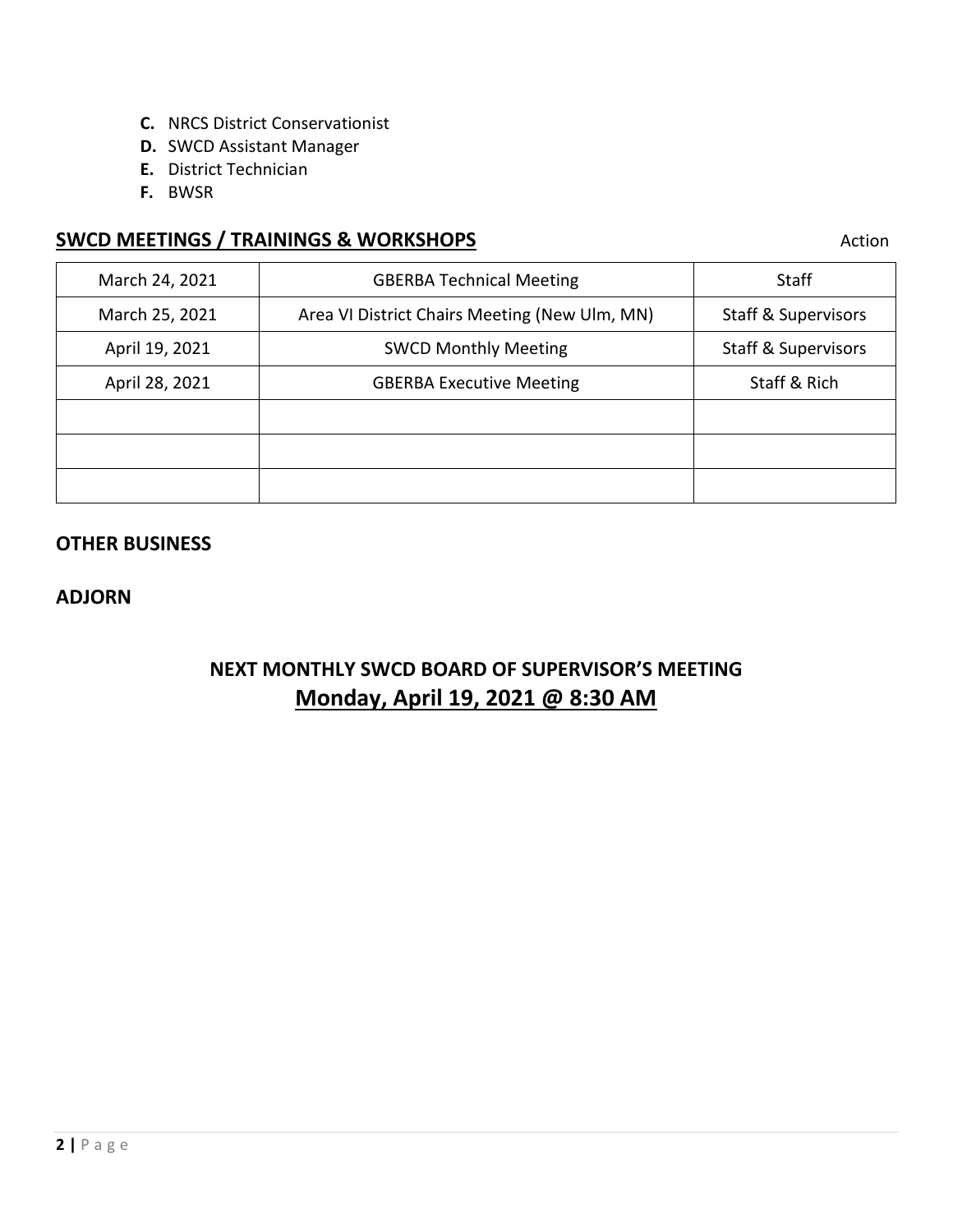- **C.** NRCS District Conservationist
- **D.** SWCD Assistant Manager
- **E.** District Technician
- **F.** BWSR

## SWCD MEETINGS / TRAININGS & WORKSHOPS

Action

| | | |
|---|---|---|
| March 24, 2021 | GBERBA Technical Meeting | Staff |
| March 25, 2021 | Area VI District Chairs Meeting (New Ulm, MN) | Staff & Supervisors |
| April 19, 2021 | SWCD Monthly Meeting | Staff & Supervisors |
| April 28, 2021 | GBERBA Executive Meeting | Staff & Rich |
| | | |
| | | |
| | | |

## OTHER BUSINESS

## ADJORN

**NEXT MONTHLY SWCD BOARD OF SUPERVISOR'S MEETING**

**Monday, April 19, 2021 @ 8:30 AM**